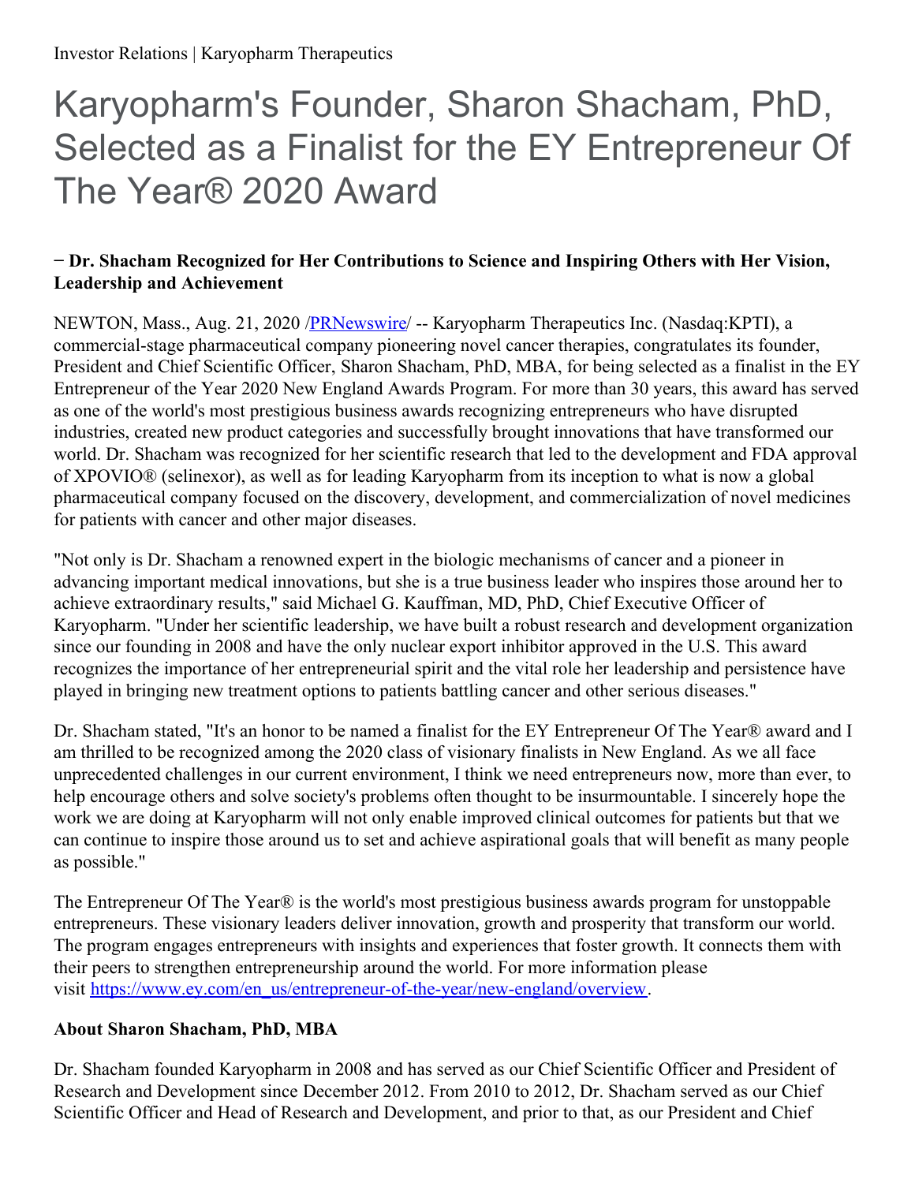# Karyopharm's Founder, Sharon Shacham, PhD, Selected as a Finalist for the EY Entrepreneur Of The Year® 2020 Award

**− Dr. Shacham Recognized for Her Contributions to Science and Inspiring Others with Her Vision, Leadership and Achievement**

NEWTON, Mass., Aug. 21, 2020 /PRNewswire/ -- Karyopharm Therapeutics Inc. (Nasdaq:KPTI), a commercial-stage pharmaceutical company pioneering novel cancer therapies, congratulates its founder, President and Chief Scientific Officer, Sharon Shacham, PhD, MBA, for being selected as a finalist in the EY Entrepreneur of the Year 2020 New England Awards Program. For more than 30 years, this award has served as one of the world's most prestigious business awards recognizing entrepreneurs who have disrupted industries, created new product categories and successfully brought innovations that have transformed our world. Dr. Shacham was recognized for her scientific research that led to the development and FDA approval of XPOVIO® (selinexor), as well as for leading Karyopharm from its inception to what is now a global pharmaceutical company focused on the discovery, development, and commercialization of novel medicines for patients with cancer and other major diseases.

"Not only is Dr. Shacham a renowned expert in the biologic mechanisms of cancer and a pioneer in advancing important medical innovations, but she is a true business leader who inspires those around her to achieve extraordinary results," said Michael G. Kauffman, MD, PhD, Chief Executive Officer of Karyopharm. "Under her scientific leadership, we have built a robust research and development organization since our founding in 2008 and have the only nuclear export inhibitor approved in the U.S. This award recognizes the importance of her entrepreneurial spirit and the vital role her leadership and persistence have played in bringing new treatment options to patients battling cancer and other serious diseases."

Dr. Shacham stated, "It's an honor to be named a finalist for the EY Entrepreneur Of The Year® award and I am thrilled to be recognized among the 2020 class of visionary finalists in New England. As we all face unprecedented challenges in our current environment, I think we need entrepreneurs now, more than ever, to help encourage others and solve society's problems often thought to be insurmountable. I sincerely hope the work we are doing at Karyopharm will not only enable improved clinical outcomes for patients but that we can continue to inspire those around us to set and achieve aspirational goals that will benefit as many people as possible."

The Entrepreneur Of The Year® is the world's most prestigious business awards program for unstoppable entrepreneurs. These visionary leaders deliver innovation, growth and prosperity that transform our world. The program engages entrepreneurs with insights and experiences that foster growth. It connects them with their peers to strengthen entrepreneurship around the world. For more information please visit https://www.ey.com/en_us/entrepreneur-of-the-year/new-england/overview.

**About Sharon Shacham, PhD, MBA**

Dr. Shacham founded Karyopharm in 2008 and has served as our Chief Scientific Officer and President of Research and Development since December 2012. From 2010 to 2012, Dr. Shacham served as our Chief Scientific Officer and Head of Research and Development, and prior to that, as our President and Chief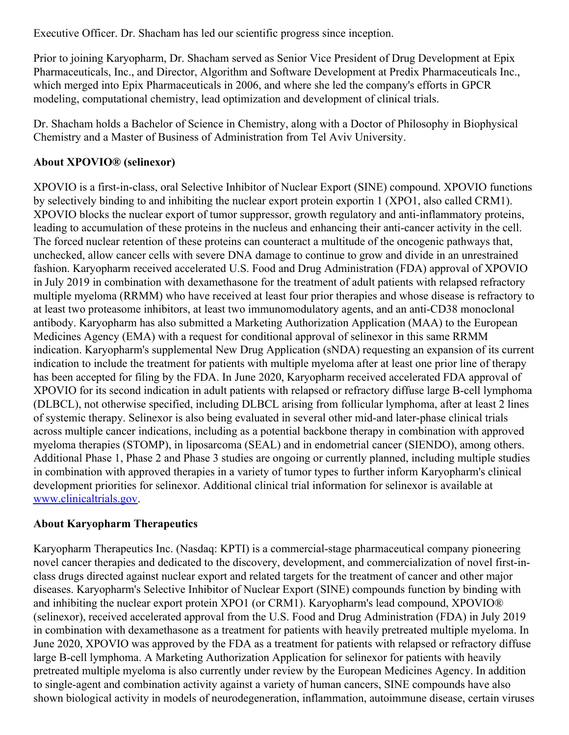Executive Officer. Dr. Shacham has led our scientific progress since inception.

Prior to joining Karyopharm, Dr. Shacham served as Senior Vice President of Drug Development at Epix Pharmaceuticals, Inc., and Director, Algorithm and Software Development at Predix Pharmaceuticals Inc., which merged into Epix Pharmaceuticals in 2006, and where she led the company's efforts in GPCR modeling, computational chemistry, lead optimization and development of clinical trials.

Dr. Shacham holds a Bachelor of Science in Chemistry, along with a Doctor of Philosophy in Biophysical Chemistry and a Master of Business of Administration from Tel Aviv University.

**About XPOVIO® (selinexor)**

XPOVIO is a first-in-class, oral Selective Inhibitor of Nuclear Export (SINE) compound. XPOVIO functions by selectively binding to and inhibiting the nuclear export protein exportin 1 (XPO1, also called CRM1). XPOVIO blocks the nuclear export of tumor suppressor, growth regulatory and anti-inflammatory proteins, leading to accumulation of these proteins in the nucleus and enhancing their anti-cancer activity in the cell. The forced nuclear retention of these proteins can counteract a multitude of the oncogenic pathways that, unchecked, allow cancer cells with severe DNA damage to continue to grow and divide in an unrestrained fashion. Karyopharm received accelerated U.S. Food and Drug Administration (FDA) approval of XPOVIO in July 2019 in combination with dexamethasone for the treatment of adult patients with relapsed refractory multiple myeloma (RRMM) who have received at least four prior therapies and whose disease is refractory to at least two proteasome inhibitors, at least two immunomodulatory agents, and an anti-CD38 monoclonal antibody. Karyopharm has also submitted a Marketing Authorization Application (MAA) to the European Medicines Agency (EMA) with a request for conditional approval of selinexor in this same RRMM indication. Karyopharm's supplemental New Drug Application (sNDA) requesting an expansion of its current indication to include the treatment for patients with multiple myeloma after at least one prior line of therapy has been accepted for filing by the FDA. In June 2020, Karyopharm received accelerated FDA approval of XPOVIO for its second indication in adult patients with relapsed or refractory diffuse large B-cell lymphoma (DLBCL), not otherwise specified, including DLBCL arising from follicular lymphoma, after at least 2 lines of systemic therapy. Selinexor is also being evaluated in several other mid-and later-phase clinical trials across multiple cancer indications, including as a potential backbone therapy in combination with approved myeloma therapies (STOMP), in liposarcoma (SEAL) and in endometrial cancer (SIENDO), among others. Additional Phase 1, Phase 2 and Phase 3 studies are ongoing or currently planned, including multiple studies in combination with approved therapies in a variety of tumor types to further inform Karyopharm's clinical development priorities for selinexor. Additional clinical trial information for selinexor is available at [www.clinicaltrials.gov](www.clinicaltrials.gov).

**About Karyopharm Therapeutics**

Karyopharm Therapeutics Inc. (Nasdaq: KPTI) is a commercial-stage pharmaceutical company pioneering novel cancer therapies and dedicated to the discovery, development, and commercialization of novel first-in-class drugs directed against nuclear export and related targets for the treatment of cancer and other major diseases. Karyopharm's Selective Inhibitor of Nuclear Export (SINE) compounds function by binding with and inhibiting the nuclear export protein XPO1 (or CRM1). Karyopharm's lead compound, XPOVIO® (selinexor), received accelerated approval from the U.S. Food and Drug Administration (FDA) in July 2019 in combination with dexamethasone as a treatment for patients with heavily pretreated multiple myeloma. In June 2020, XPOVIO was approved by the FDA as a treatment for patients with relapsed or refractory diffuse large B-cell lymphoma. A Marketing Authorization Application for selinexor for patients with heavily pretreated multiple myeloma is also currently under review by the European Medicines Agency. In addition to single-agent and combination activity against a variety of human cancers, SINE compounds have also shown biological activity in models of neurodegeneration, inflammation, autoimmune disease, certain viruses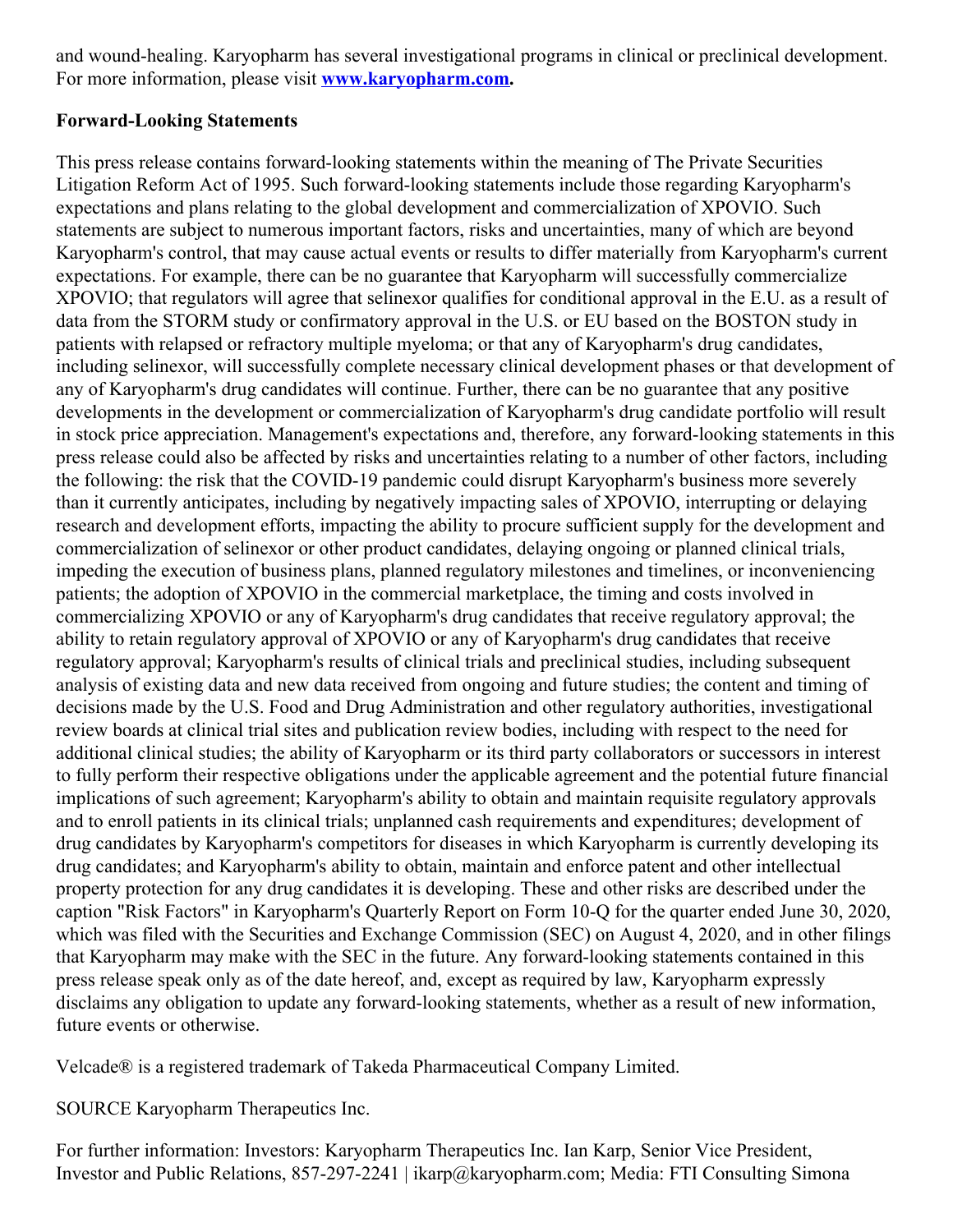and wound-healing. Karyopharm has several investigational programs in clinical or preclinical development. For more information, please visit **[www.karyopharm.com](http://www.karyopharm.com).**

**Forward-Looking Statements**

This press release contains forward-looking statements within the meaning of The Private Securities Litigation Reform Act of 1995. Such forward-looking statements include those regarding Karyopharm's expectations and plans relating to the global development and commercialization of XPOVIO. Such statements are subject to numerous important factors, risks and uncertainties, many of which are beyond Karyopharm's control, that may cause actual events or results to differ materially from Karyopharm's current expectations. For example, there can be no guarantee that Karyopharm will successfully commercialize XPOVIO; that regulators will agree that selinexor qualifies for conditional approval in the E.U. as a result of data from the STORM study or confirmatory approval in the U.S. or EU based on the BOSTON study in patients with relapsed or refractory multiple myeloma; or that any of Karyopharm's drug candidates, including selinexor, will successfully complete necessary clinical development phases or that development of any of Karyopharm's drug candidates will continue. Further, there can be no guarantee that any positive developments in the development or commercialization of Karyopharm's drug candidate portfolio will result in stock price appreciation. Management's expectations and, therefore, any forward-looking statements in this press release could also be affected by risks and uncertainties relating to a number of other factors, including the following: the risk that the COVID-19 pandemic could disrupt Karyopharm's business more severely than it currently anticipates, including by negatively impacting sales of XPOVIO, interrupting or delaying research and development efforts, impacting the ability to procure sufficient supply for the development and commercialization of selinexor or other product candidates, delaying ongoing or planned clinical trials, impeding the execution of business plans, planned regulatory milestones and timelines, or inconveniencing patients; the adoption of XPOVIO in the commercial marketplace, the timing and costs involved in commercializing XPOVIO or any of Karyopharm's drug candidates that receive regulatory approval; the ability to retain regulatory approval of XPOVIO or any of Karyopharm's drug candidates that receive regulatory approval; Karyopharm's results of clinical trials and preclinical studies, including subsequent analysis of existing data and new data received from ongoing and future studies; the content and timing of decisions made by the U.S. Food and Drug Administration and other regulatory authorities, investigational review boards at clinical trial sites and publication review bodies, including with respect to the need for additional clinical studies; the ability of Karyopharm or its third party collaborators or successors in interest to fully perform their respective obligations under the applicable agreement and the potential future financial implications of such agreement; Karyopharm's ability to obtain and maintain requisite regulatory approvals and to enroll patients in its clinical trials; unplanned cash requirements and expenditures; development of drug candidates by Karyopharm's competitors for diseases in which Karyopharm is currently developing its drug candidates; and Karyopharm's ability to obtain, maintain and enforce patent and other intellectual property protection for any drug candidates it is developing. These and other risks are described under the caption "Risk Factors" in Karyopharm's Quarterly Report on Form 10-Q for the quarter ended June 30, 2020, which was filed with the Securities and Exchange Commission (SEC) on August 4, 2020, and in other filings that Karyopharm may make with the SEC in the future. Any forward-looking statements contained in this press release speak only as of the date hereof, and, except as required by law, Karyopharm expressly disclaims any obligation to update any forward-looking statements, whether as a result of new information, future events or otherwise.

Velcade® is a registered trademark of Takeda Pharmaceutical Company Limited.

SOURCE Karyopharm Therapeutics Inc.

For further information: Investors: Karyopharm Therapeutics Inc. Ian Karp, Senior Vice President, Investor and Public Relations, 857-297-2241 | ikarp@karyopharm.com; Media: FTI Consulting Simona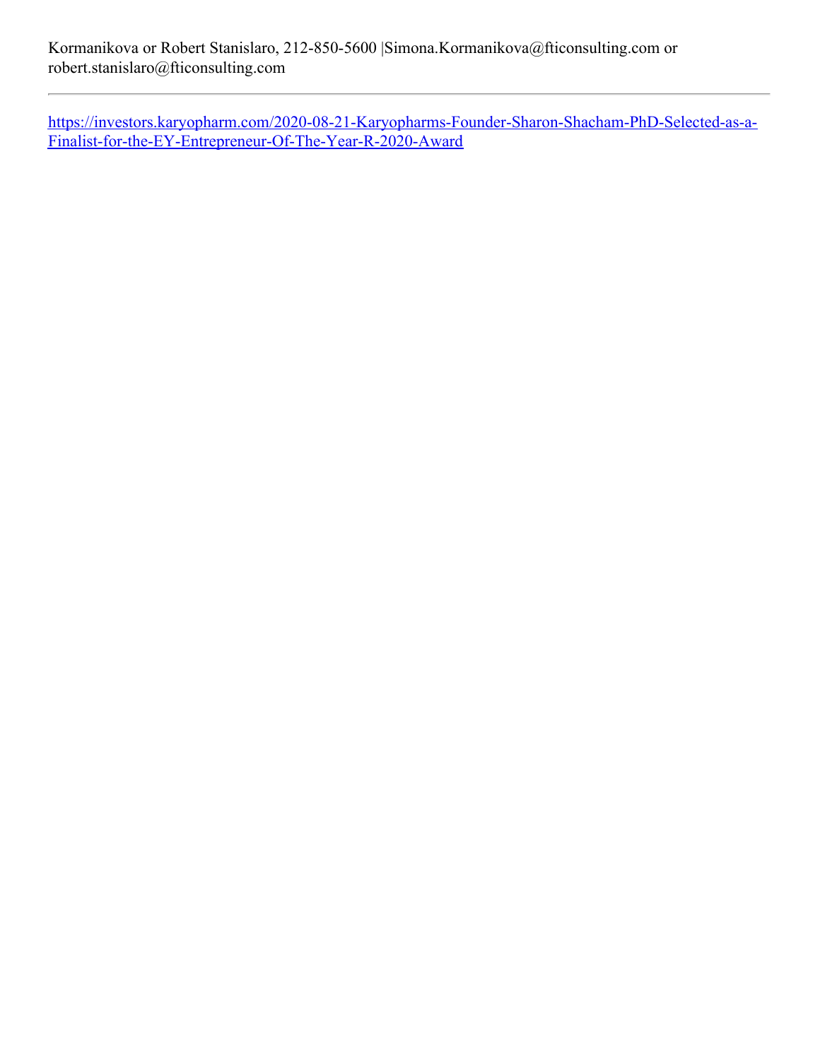Kormanikova or Robert Stanislaro, 212-850-5600 |Simona.Kormanikova@fticonsulting.com or robert.stanislaro@fticonsulting.com

---

https://investors.karyopharm.com/2020-08-21-Karyopharms-Founder-Sharon-Shacham-PhD-Selected-as-a-Finalist-for-the-EY-Entrepreneur-Of-The-Year-R-2020-Award